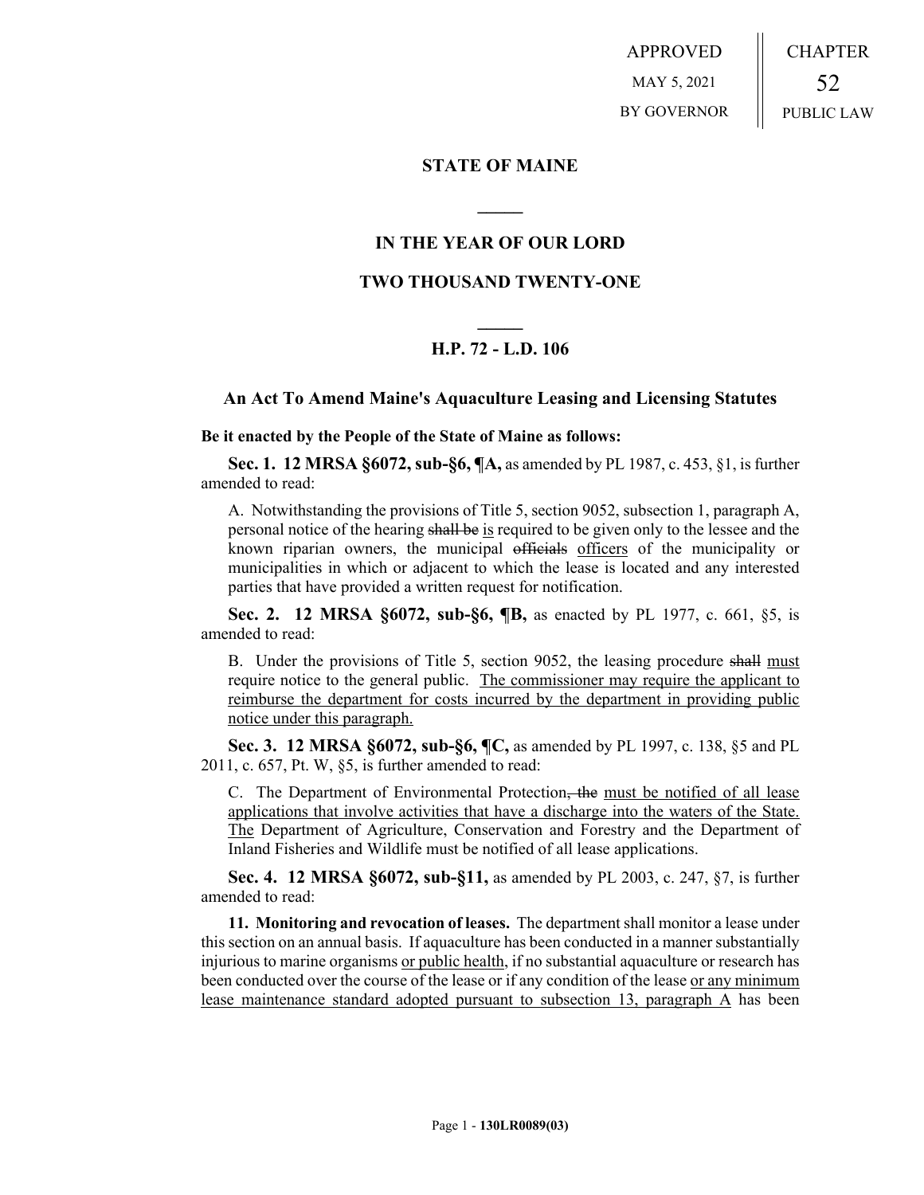APPROVED

MAY 5, 2021

BY GOVERNOR

CHAPTER

52

PUBLIC LAW

## STATE OF MAINE

## IN THE YEAR OF OUR LORD

## TWO THOUSAND TWENTY-ONE

## H.P. 72 - L.D. 106

### An Act To Amend Maine's Aquaculture Leasing and Licensing Statutes

**Be it enacted by the People of the State of Maine as follows:**

**Sec. 1. 12 MRSA §6072, sub-§6, ¶A,** as amended by PL 1987, c. 453, §1, is further amended to read:

A. Notwithstanding the provisions of Title 5, section 9052, subsection 1, paragraph A, personal notice of the hearing ~~shall be~~ <u>is</u> required to be given only to the lessee and the known riparian owners, the municipal ~~officials~~ <u>officers</u> of the municipality or municipalities in which or adjacent to which the lease is located and any interested parties that have provided a written request for notification.

**Sec. 2. 12 MRSA §6072, sub-§6, ¶B,** as enacted by PL 1977, c. 661, §5, is amended to read:

B. Under the provisions of Title 5, section 9052, the leasing procedure ~~shall~~ <u>must</u> require notice to the general public. <u>The commissioner may require the applicant to reimburse the department for costs incurred by the department in providing public notice under this paragraph.</u>

**Sec. 3. 12 MRSA §6072, sub-§6, ¶C,** as amended by PL 1997, c. 138, §5 and PL 2011, c. 657, Pt. W, §5, is further amended to read:

C. The Department of Environmental Protection~~, the~~ <u>must be notified of all lease applications that involve activities that have a discharge into the waters of the State. The</u> Department of Agriculture, Conservation and Forestry and the Department of Inland Fisheries and Wildlife must be notified of all lease applications.

**Sec. 4. 12 MRSA §6072, sub-§11,** as amended by PL 2003, c. 247, §7, is further amended to read:

**11. Monitoring and revocation of leases.** The department shall monitor a lease under this section on an annual basis. If aquaculture has been conducted in a manner substantially injurious to marine organisms <u>or public health</u>, if no substantial aquaculture or research has been conducted over the course of the lease or if any condition of the lease <u>or any minimum lease maintenance standard adopted pursuant to subsection 13, paragraph A</u> has been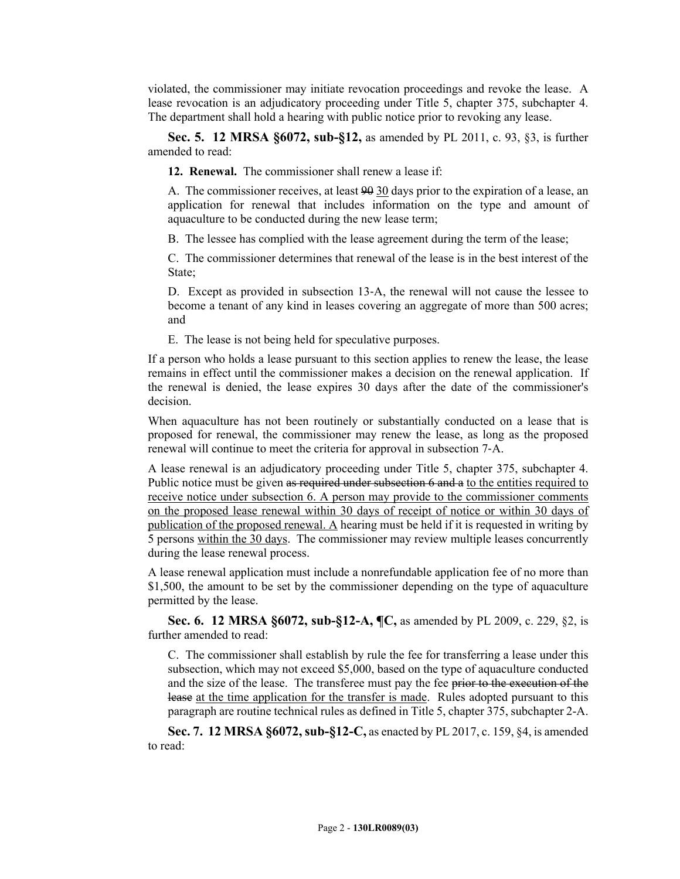violated, the commissioner may initiate revocation proceedings and revoke the lease. A lease revocation is an adjudicatory proceeding under Title 5, chapter 375, subchapter 4. The department shall hold a hearing with public notice prior to revoking any lease.

**Sec. 5. 12 MRSA §6072, sub-§12,** as amended by PL 2011, c. 93, §3, is further amended to read:

**12. Renewal.** The commissioner shall renew a lease if:

A. The commissioner receives, at least ~~90~~ <u>30</u> days prior to the expiration of a lease, an application for renewal that includes information on the type and amount of aquaculture to be conducted during the new lease term;

B. The lessee has complied with the lease agreement during the term of the lease;

C. The commissioner determines that renewal of the lease is in the best interest of the State;

D. Except as provided in subsection 13-A, the renewal will not cause the lessee to become a tenant of any kind in leases covering an aggregate of more than 500 acres; and

E. The lease is not being held for speculative purposes.

If a person who holds a lease pursuant to this section applies to renew the lease, the lease remains in effect until the commissioner makes a decision on the renewal application. If the renewal is denied, the lease expires 30 days after the date of the commissioner's decision.

When aquaculture has not been routinely or substantially conducted on a lease that is proposed for renewal, the commissioner may renew the lease, as long as the proposed renewal will continue to meet the criteria for approval in subsection 7-A.

A lease renewal is an adjudicatory proceeding under Title 5, chapter 375, subchapter 4. Public notice must be given ~~as required under subsection 6 and a~~ <u>to the entities required to receive notice under subsection 6. A person may provide to the commissioner comments on the proposed lease renewal within 30 days of receipt of notice or within 30 days of publication of the proposed renewal. A</u> hearing must be held if it is requested in writing by 5 persons <u>within the 30 days</u>. The commissioner may review multiple leases concurrently during the lease renewal process.

A lease renewal application must include a nonrefundable application fee of no more than $1,500, the amount to be set by the commissioner depending on the type of aquaculture permitted by the lease.

**Sec. 6. 12 MRSA §6072, sub-§12-A, ¶C,** as amended by PL 2009, c. 229, §2, is further amended to read:

C. The commissioner shall establish by rule the fee for transferring a lease under this subsection, which may not exceed $5,000, based on the type of aquaculture conducted and the size of the lease. The transferee must pay the fee ~~prior to the execution of the lease~~ <u>at the time application for the transfer is made</u>. Rules adopted pursuant to this paragraph are routine technical rules as defined in Title 5, chapter 375, subchapter 2-A.

**Sec. 7. 12 MRSA §6072, sub-§12-C,** as enacted by PL 2017, c. 159, §4, is amended to read: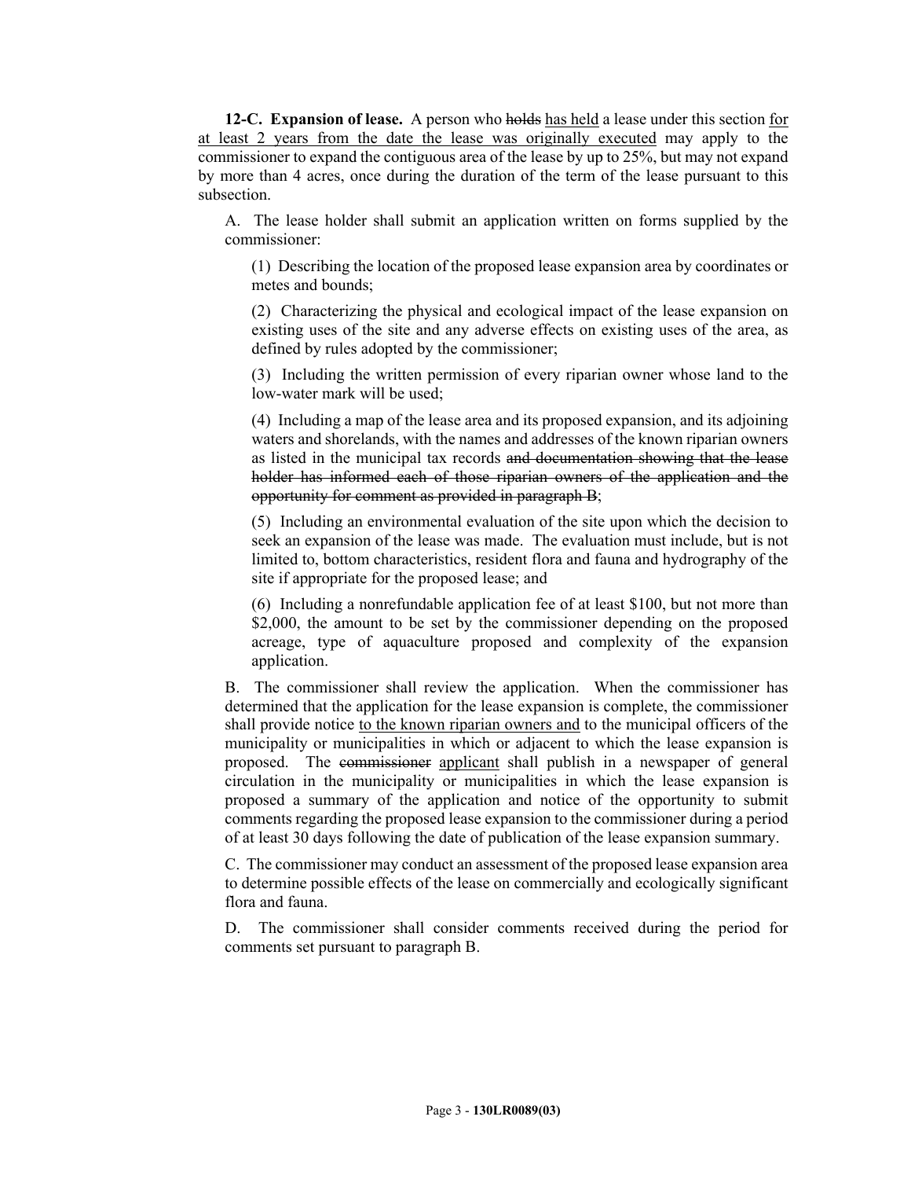**12-C. Expansion of lease.** A person who ~~holds~~ has held a lease under this section for at least 2 years from the date the lease was originally executed may apply to the commissioner to expand the contiguous area of the lease by up to 25%, but may not expand by more than 4 acres, once during the duration of the term of the lease pursuant to this subsection.

A. The lease holder shall submit an application written on forms supplied by the commissioner:

(1) Describing the location of the proposed lease expansion area by coordinates or metes and bounds;

(2) Characterizing the physical and ecological impact of the lease expansion on existing uses of the site and any adverse effects on existing uses of the area, as defined by rules adopted by the commissioner;

(3) Including the written permission of every riparian owner whose land to the low-water mark will be used;

(4) Including a map of the lease area and its proposed expansion, and its adjoining waters and shorelands, with the names and addresses of the known riparian owners as listed in the municipal tax records ~~and documentation showing that the lease holder has informed each of those riparian owners of the application and the opportunity for comment as provided in paragraph B~~;

(5) Including an environmental evaluation of the site upon which the decision to seek an expansion of the lease was made. The evaluation must include, but is not limited to, bottom characteristics, resident flora and fauna and hydrography of the site if appropriate for the proposed lease; and

(6) Including a nonrefundable application fee of at least $100, but not more than $2,000, the amount to be set by the commissioner depending on the proposed acreage, type of aquaculture proposed and complexity of the expansion application.

B. The commissioner shall review the application. When the commissioner has determined that the application for the lease expansion is complete, the commissioner shall provide notice to the known riparian owners and to the municipal officers of the municipality or municipalities in which or adjacent to which the lease expansion is proposed. The ~~commissioner~~ applicant shall publish in a newspaper of general circulation in the municipality or municipalities in which the lease expansion is proposed a summary of the application and notice of the opportunity to submit comments regarding the proposed lease expansion to the commissioner during a period of at least 30 days following the date of publication of the lease expansion summary.

C. The commissioner may conduct an assessment of the proposed lease expansion area to determine possible effects of the lease on commercially and ecologically significant flora and fauna.

D. The commissioner shall consider comments received during the period for comments set pursuant to paragraph B.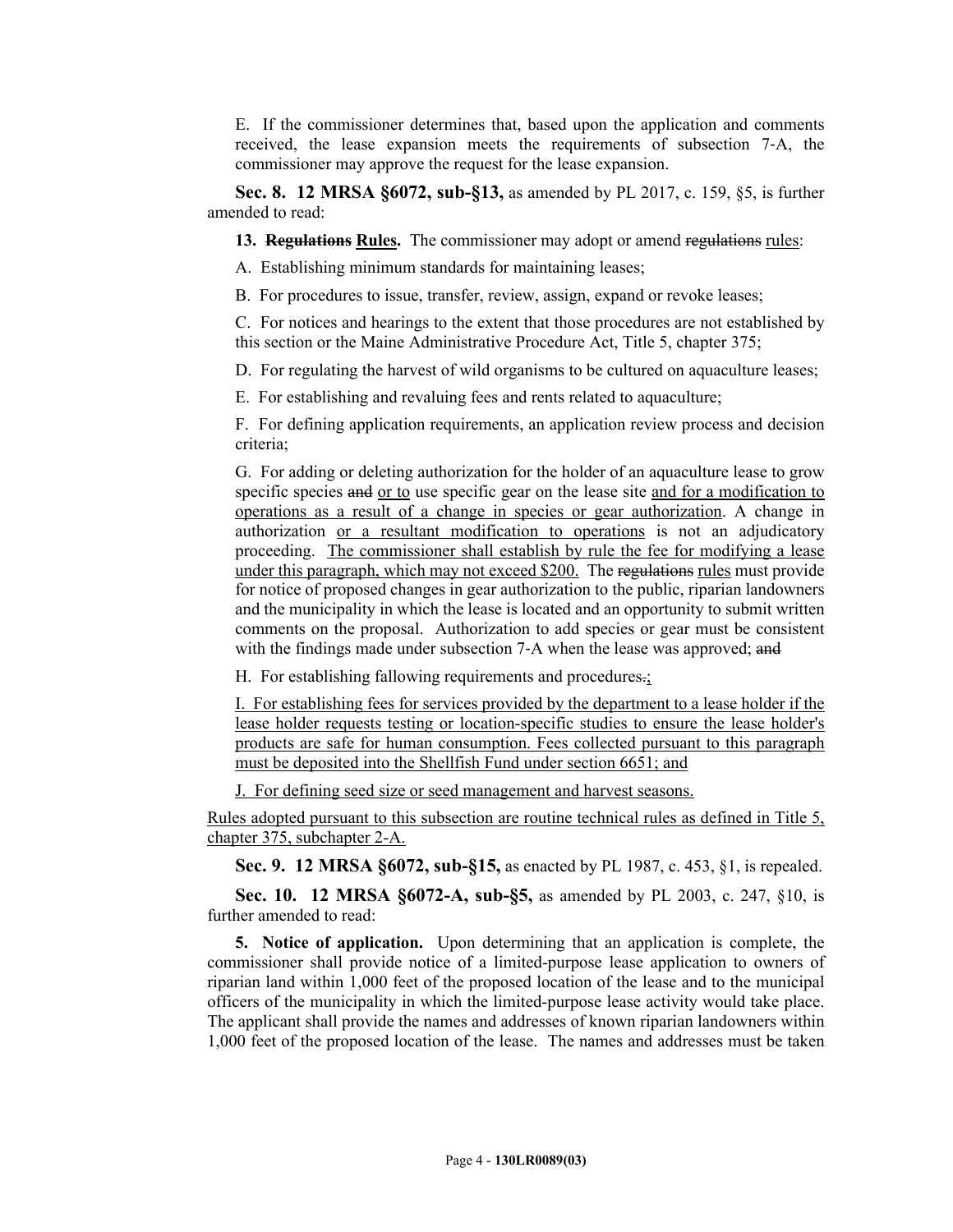E. If the commissioner determines that, based upon the application and comments received, the lease expansion meets the requirements of subsection 7-A, the commissioner may approve the request for the lease expansion.

**Sec. 8. 12 MRSA §6072, sub-§13,** as amended by PL 2017, c. 159, §5, is further amended to read:

**13. ~~Regulations~~ <u>Rules</u>.** The commissioner may adopt or amend ~~regulations~~ <u>rules</u>:

A. Establishing minimum standards for maintaining leases;

B. For procedures to issue, transfer, review, assign, expand or revoke leases;

C. For notices and hearings to the extent that those procedures are not established by this section or the Maine Administrative Procedure Act, Title 5, chapter 375;

D. For regulating the harvest of wild organisms to be cultured on aquaculture leases;

E. For establishing and revaluing fees and rents related to aquaculture;

F. For defining application requirements, an application review process and decision criteria;

G. For adding or deleting authorization for the holder of an aquaculture lease to grow specific species ~~and~~ <u>or to</u> use specific gear on the lease site <u>and for a modification to operations as a result of a change in species or gear authorization</u>. A change in authorization <u>or a resultant modification to operations</u> is not an adjudicatory proceeding. <u>The commissioner shall establish by rule the fee for modifying a lease under this paragraph, which may not exceed $200.</u> The ~~regulations~~ <u>rules</u> must provide for notice of proposed changes in gear authorization to the public, riparian landowners and the municipality in which the lease is located and an opportunity to submit written comments on the proposal. Authorization to add species or gear must be consistent with the findings made under subsection 7-A when the lease was approved; ~~and~~

H. For establishing fallowing requirements and procedures~~.~~<u>;</u>

<u>I. For establishing fees for services provided by the department to a lease holder if the lease holder requests testing or location-specific studies to ensure the lease holder's products are safe for human consumption. Fees collected pursuant to this paragraph must be deposited into the Shellfish Fund under section 6651; and</u>

<u>J. For defining seed size or seed management and harvest seasons.</u>

<u>Rules adopted pursuant to this subsection are routine technical rules as defined in Title 5, chapter 375, subchapter 2-A.</u>

**Sec. 9. 12 MRSA §6072, sub-§15,** as enacted by PL 1987, c. 453, §1, is repealed.

**Sec. 10. 12 MRSA §6072-A, sub-§5,** as amended by PL 2003, c. 247, §10, is further amended to read:

**5. Notice of application.** Upon determining that an application is complete, the commissioner shall provide notice of a limited-purpose lease application to owners of riparian land within 1,000 feet of the proposed location of the lease and to the municipal officers of the municipality in which the limited-purpose lease activity would take place. The applicant shall provide the names and addresses of known riparian landowners within 1,000 feet of the proposed location of the lease. The names and addresses must be taken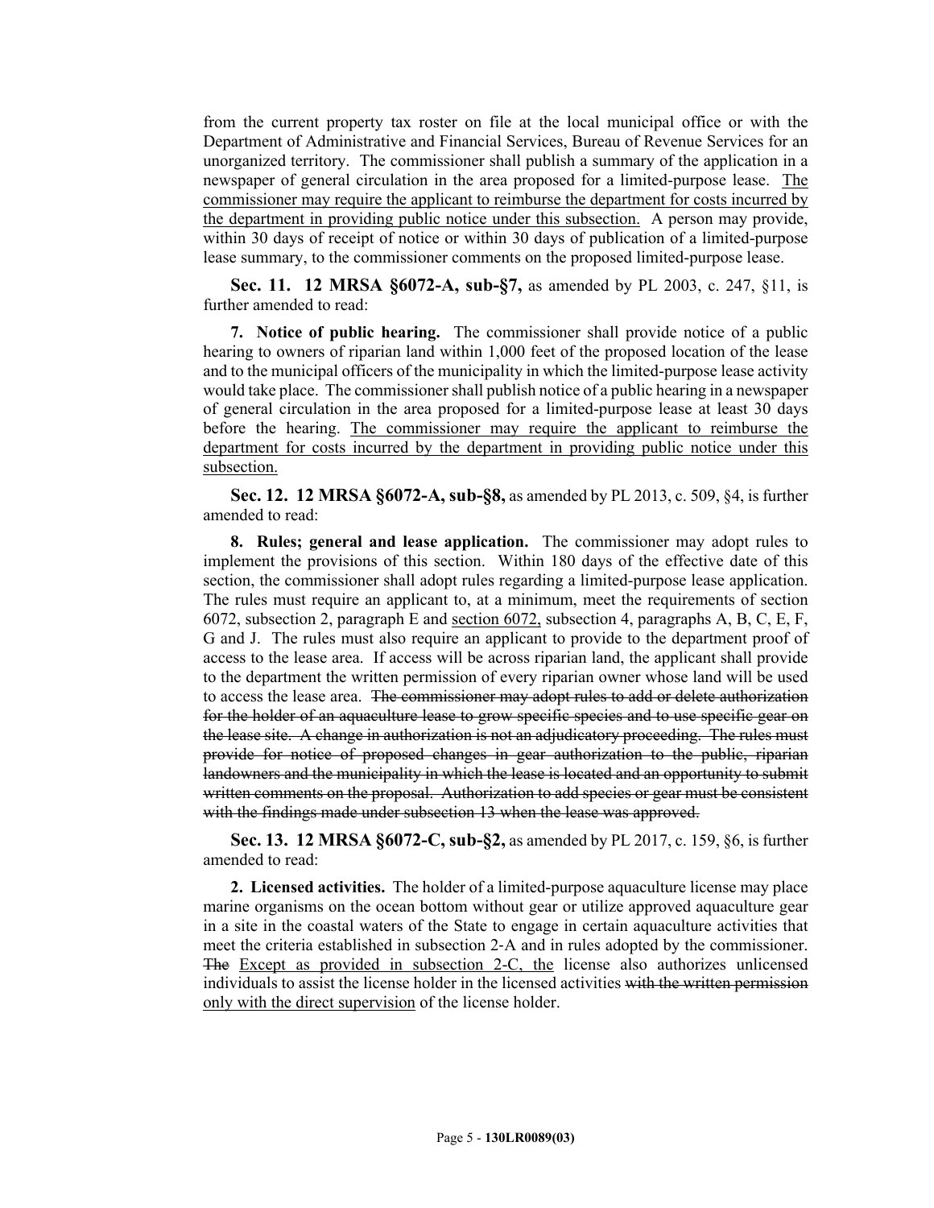from the current property tax roster on file at the local municipal office or with the Department of Administrative and Financial Services, Bureau of Revenue Services for an unorganized territory. The commissioner shall publish a summary of the application in a newspaper of general circulation in the area proposed for a limited-purpose lease. <u>The commissioner may require the applicant to reimburse the department for costs incurred by the department in providing public notice under this subsection.</u> A person may provide, within 30 days of receipt of notice or within 30 days of publication of a limited-purpose lease summary, to the commissioner comments on the proposed limited-purpose lease.

**Sec. 11. 12 MRSA §6072-A, sub-§7,** as amended by PL 2003, c. 247, §11, is further amended to read:

**7. Notice of public hearing.** The commissioner shall provide notice of a public hearing to owners of riparian land within 1,000 feet of the proposed location of the lease and to the municipal officers of the municipality in which the limited-purpose lease activity would take place. The commissioner shall publish notice of a public hearing in a newspaper of general circulation in the area proposed for a limited-purpose lease at least 30 days before the hearing. <u>The commissioner may require the applicant to reimburse the department for costs incurred by the department in providing public notice under this subsection.</u>

**Sec. 12. 12 MRSA §6072-A, sub-§8,** as amended by PL 2013, c. 509, §4, is further amended to read:

**8. Rules; general and lease application.** The commissioner may adopt rules to implement the provisions of this section. Within 180 days of the effective date of this section, the commissioner shall adopt rules regarding a limited-purpose lease application. The rules must require an applicant to, at a minimum, meet the requirements of section 6072, subsection 2, paragraph E and <u>section 6072,</u> subsection 4, paragraphs A, B, C, E, F, G and J. The rules must also require an applicant to provide to the department proof of access to the lease area. If access will be across riparian land, the applicant shall provide to the department the written permission of every riparian owner whose land will be used to access the lease area. ~~The commissioner may adopt rules to add or delete authorization for the holder of an aquaculture lease to grow specific species and to use specific gear on the lease site. A change in authorization is not an adjudicatory proceeding. The rules must provide for notice of proposed changes in gear authorization to the public, riparian landowners and the municipality in which the lease is located and an opportunity to submit written comments on the proposal. Authorization to add species or gear must be consistent with the findings made under subsection 13 when the lease was approved.~~

**Sec. 13. 12 MRSA §6072-C, sub-§2,** as amended by PL 2017, c. 159, §6, is further amended to read:

**2. Licensed activities.** The holder of a limited-purpose aquaculture license may place marine organisms on the ocean bottom without gear or utilize approved aquaculture gear in a site in the coastal waters of the State to engage in certain aquaculture activities that meet the criteria established in subsection 2-A and in rules adopted by the commissioner. ~~The~~ <u>Except as provided in subsection 2-C, the</u> license also authorizes unlicensed individuals to assist the license holder in the licensed activities ~~with the written permission~~ <u>only with the direct supervision</u> of the license holder.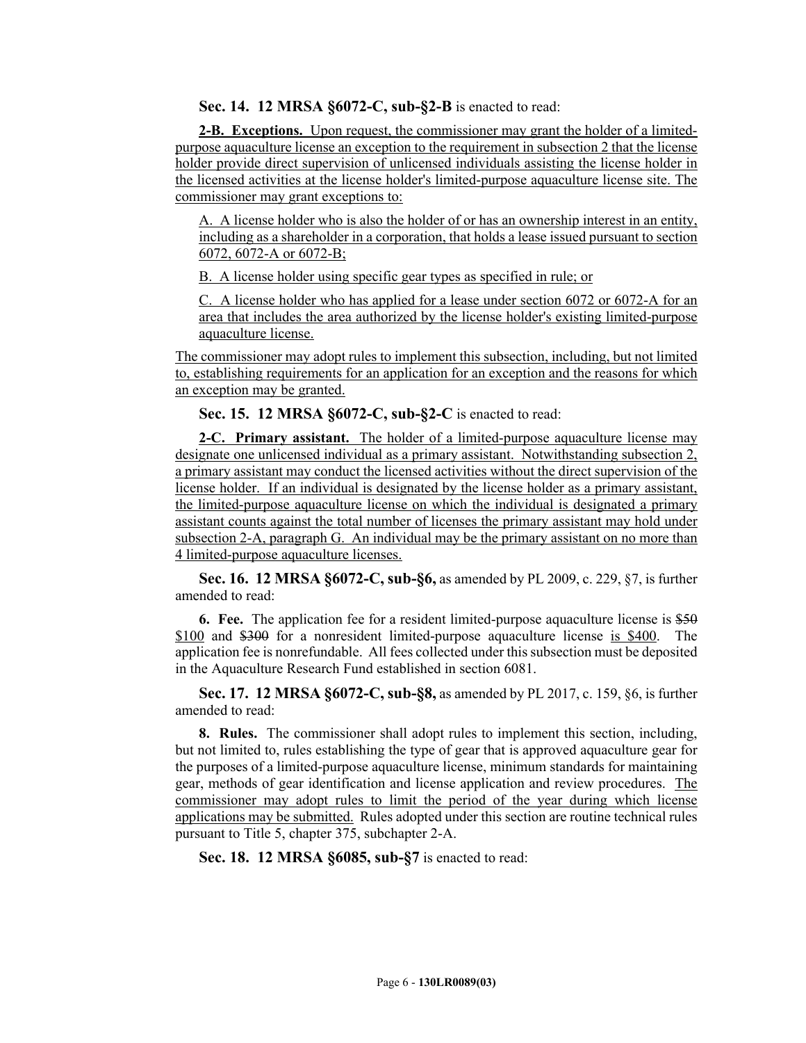**Sec. 14. 12 MRSA §6072-C, sub-§2-B** is enacted to read:

**2-B. Exceptions.** Upon request, the commissioner may grant the holder of a limited-purpose aquaculture license an exception to the requirement in subsection 2 that the license holder provide direct supervision of unlicensed individuals assisting the license holder in the licensed activities at the license holder's limited-purpose aquaculture license site. The commissioner may grant exceptions to:

A. A license holder who is also the holder of or has an ownership interest in an entity, including as a shareholder in a corporation, that holds a lease issued pursuant to section 6072, 6072-A or 6072-B;

B. A license holder using specific gear types as specified in rule; or

C. A license holder who has applied for a lease under section 6072 or 6072-A for an area that includes the area authorized by the license holder's existing limited-purpose aquaculture license.

The commissioner may adopt rules to implement this subsection, including, but not limited to, establishing requirements for an application for an exception and the reasons for which an exception may be granted.

**Sec. 15. 12 MRSA §6072-C, sub-§2-C** is enacted to read:

**2-C. Primary assistant.** The holder of a limited-purpose aquaculture license may designate one unlicensed individual as a primary assistant. Notwithstanding subsection 2, a primary assistant may conduct the licensed activities without the direct supervision of the license holder. If an individual is designated by the license holder as a primary assistant, the limited-purpose aquaculture license on which the individual is designated a primary assistant counts against the total number of licenses the primary assistant may hold under subsection 2-A, paragraph G. An individual may be the primary assistant on no more than 4 limited-purpose aquaculture licenses.

**Sec. 16. 12 MRSA §6072-C, sub-§6,** as amended by PL 2009, c. 229, §7, is further amended to read:

**6. Fee.** The application fee for a resident limited-purpose aquaculture license is ~~$50~~ $100 and ~~$300~~ for a nonresident limited-purpose aquaculture license is $400. The application fee is nonrefundable. All fees collected under this subsection must be deposited in the Aquaculture Research Fund established in section 6081.

**Sec. 17. 12 MRSA §6072-C, sub-§8,** as amended by PL 2017, c. 159, §6, is further amended to read:

**8. Rules.** The commissioner shall adopt rules to implement this section, including, but not limited to, rules establishing the type of gear that is approved aquaculture gear for the purposes of a limited-purpose aquaculture license, minimum standards for maintaining gear, methods of gear identification and license application and review procedures. The commissioner may adopt rules to limit the period of the year during which license applications may be submitted. Rules adopted under this section are routine technical rules pursuant to Title 5, chapter 375, subchapter 2-A.

**Sec. 18. 12 MRSA §6085, sub-§7** is enacted to read: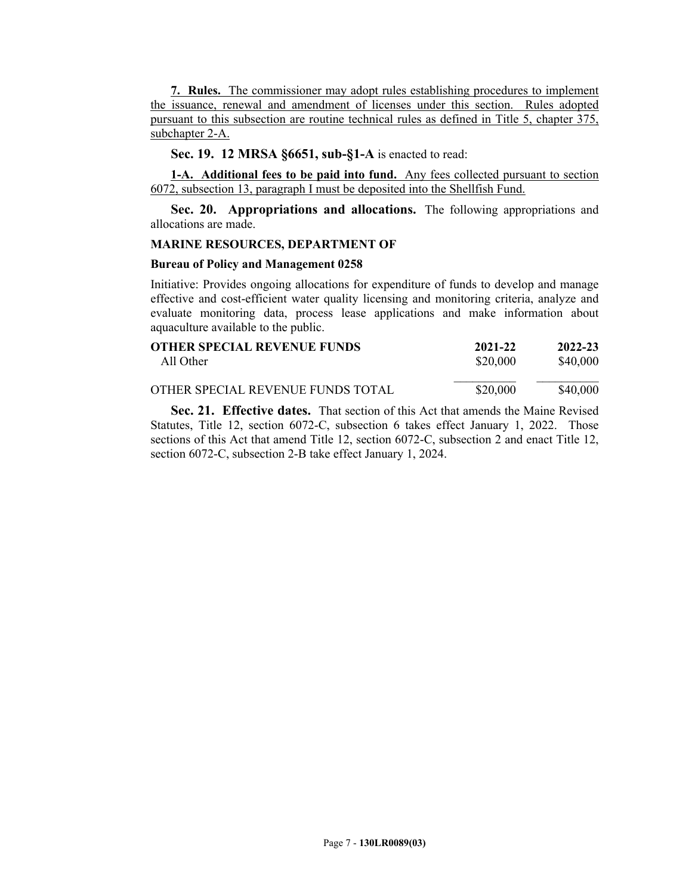**7. Rules.** The commissioner may adopt rules establishing procedures to implement the issuance, renewal and amendment of licenses under this section. Rules adopted pursuant to this subsection are routine technical rules as defined in Title 5, chapter 375, subchapter 2-A.

**Sec. 19. 12 MRSA §6651, sub-§1-A** is enacted to read:

**1-A. Additional fees to be paid into fund.** Any fees collected pursuant to section 6072, subsection 13, paragraph I must be deposited into the Shellfish Fund.

**Sec. 20. Appropriations and allocations.** The following appropriations and allocations are made.

**MARINE RESOURCES, DEPARTMENT OF**

**Bureau of Policy and Management 0258**

Initiative: Provides ongoing allocations for expenditure of funds to develop and manage effective and cost-efficient water quality licensing and monitoring criteria, analyze and evaluate monitoring data, process lease applications and make information about aquaculture available to the public.

| **OTHER SPECIAL REVENUE FUNDS** | **2021-22** | **2022-23** |
|---|---|---|
| All Other | $20,000 | $40,000 |
| OTHER SPECIAL REVENUE FUNDS TOTAL | $20,000 | $40,000 |

**Sec. 21. Effective dates.** That section of this Act that amends the Maine Revised Statutes, Title 12, section 6072-C, subsection 6 takes effect January 1, 2022. Those sections of this Act that amend Title 12, section 6072-C, subsection 2 and enact Title 12, section 6072-C, subsection 2-B take effect January 1, 2024.